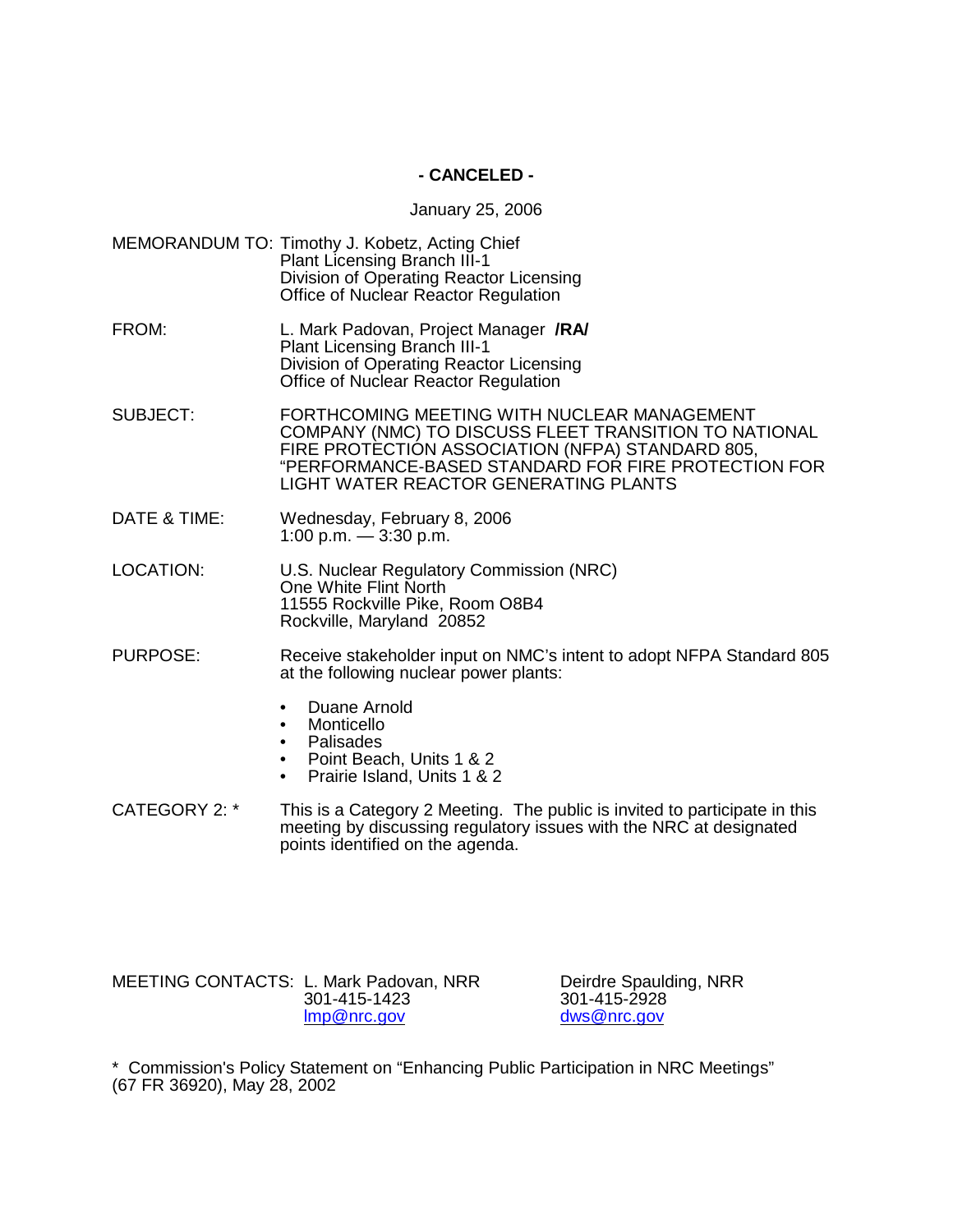**- CANCELED -**

January 25, 2006

MEMORANDUM TO: Timothy J. Kobetz, Acting Chief
Plant Licensing Branch III-1
Division of Operating Reactor Licensing
Office of Nuclear Reactor Regulation

FROM: L. Mark Padovan, Project Manager **/RA/**
Plant Licensing Branch III-1
Division of Operating Reactor Licensing
Office of Nuclear Reactor Regulation

SUBJECT: FORTHCOMING MEETING WITH NUCLEAR MANAGEMENT COMPANY (NMC) TO DISCUSS FLEET TRANSITION TO NATIONAL FIRE PROTECTION ASSOCIATION (NFPA) STANDARD 805, "PERFORMANCE-BASED STANDARD FOR FIRE PROTECTION FOR LIGHT WATER REACTOR GENERATING PLANTS

DATE & TIME: Wednesday, February 8, 2006
1:00 p.m. — 3:30 p.m.

LOCATION: U.S. Nuclear Regulatory Commission (NRC)
One White Flint North
11555 Rockville Pike, Room O8B4
Rockville, Maryland 20852

PURPOSE: Receive stakeholder input on NMC's intent to adopt NFPA Standard 805 at the following nuclear power plants:

- Duane Arnold
- Monticello
- Palisades
- Point Beach, Units 1 & 2
- Prairie Island, Units 1 & 2

CATEGORY 2: * This is a Category 2 Meeting. The public is invited to participate in this meeting by discussing regulatory issues with the NRC at designated points identified on the agenda.

MEETING CONTACTS:

| L. Mark Padovan, NRR | Deirdre Spaulding, NRR |
|---|---|
| 301-415-1423 | 301-415-2928 |
| lmp@nrc.gov | dws@nrc.gov |

\* Commission's Policy Statement on "Enhancing Public Participation in NRC Meetings" (67 FR 36920), May 28, 2002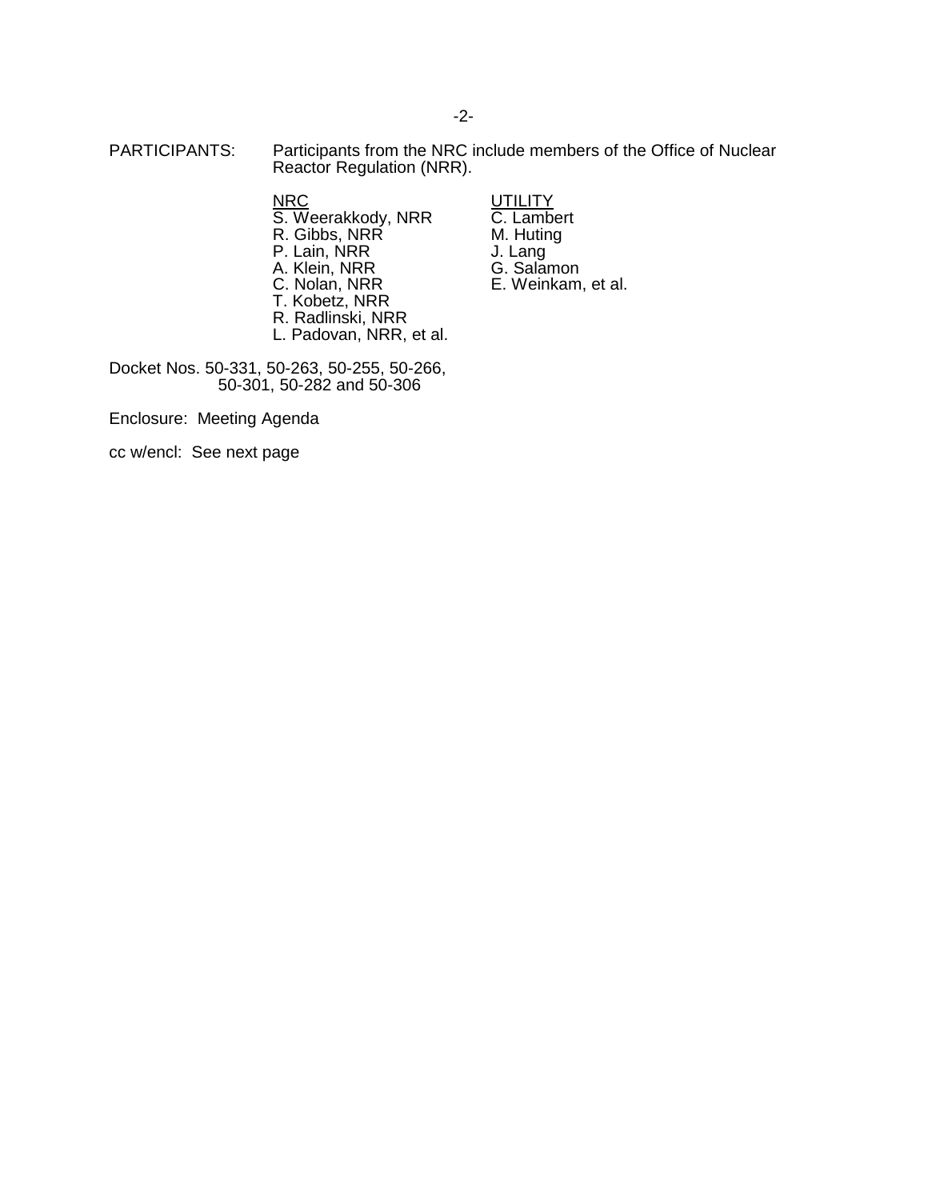PARTICIPANTS: Participants from the NRC include members of the Office of Nuclear Reactor Regulation (NRR).

| NRC | UTILITY |
|---|---|
| S. Weerakkody, NRR | C. Lambert |
| R. Gibbs, NRR | M. Huting |
| P. Lain, NRR | J. Lang |
| A. Klein, NRR | G. Salamon |
| C. Nolan, NRR | E. Weinkam, et al. |
| T. Kobetz, NRR | |
| R. Radlinski, NRR | |
| L. Padovan, NRR, et al. | |

Docket Nos. 50-331, 50-263, 50-255, 50-266, 50-301, 50-282 and 50-306

Enclosure: Meeting Agenda

cc w/encl: See next page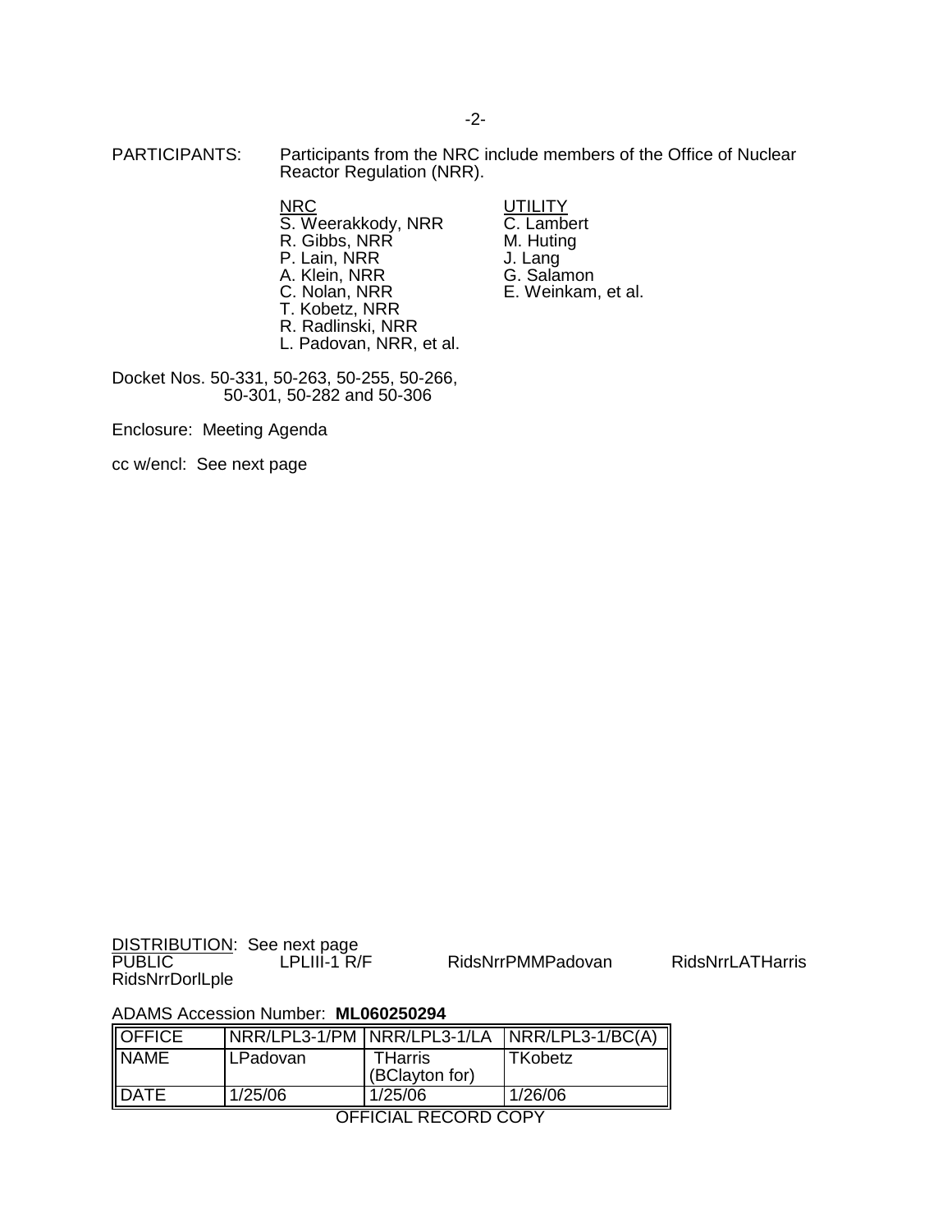PARTICIPANTS: Participants from the NRC include members of the Office of Nuclear Reactor Regulation (NRR).

| NRC | UTILITY |
|---|---|
| S. Weerakkody, NRR | C. Lambert |
| R. Gibbs, NRR | M. Huting |
| P. Lain, NRR | J. Lang |
| A. Klein, NRR | G. Salamon |
| C. Nolan, NRR | E. Weinkam, et al. |
| T. Kobetz, NRR | |
| R. Radlinski, NRR | |
| L. Padovan, NRR, et al. | |

Docket Nos. 50-331, 50-263, 50-255, 50-266, 50-301, 50-282 and 50-306

Enclosure: Meeting Agenda

cc w/encl: See next page

DISTRIBUTION: See next page
PUBLIC LPLIII-1 R/F RidsNrrPMMPadovan RidsNrrLATHarris
RidsNrrDorlLple

ADAMS Accession Number: **ML060250294**

| OFFICE | NRR/LPL3-1/PM | NRR/LPL3-1/LA | NRR/LPL3-1/BC(A) |
|---|---|---|---|
| NAME | LPadovan | THarris (BClayton for) | TKobetz |
| DATE | 1/25/06 | 1/25/06 | 1/26/06 |

OFFICIAL RECORD COPY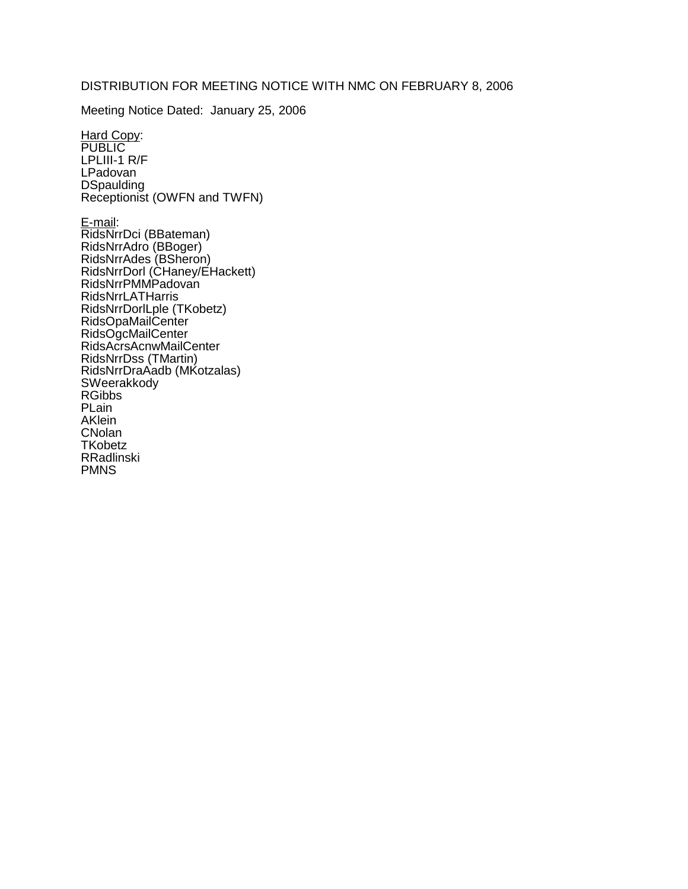DISTRIBUTION FOR MEETING NOTICE WITH NMC ON FEBRUARY 8, 2006

Meeting Notice Dated: January 25, 2006

<u>Hard Copy</u>:
PUBLIC
LPLIII-1 R/F
LPadovan
DSpaulding
Receptionist (OWFN and TWFN)

<u>E-mail</u>:
RidsNrrDci (BBateman)
RidsNrrAdro (BBoger)
RidsNrrAdes (BSheron)
RidsNrrDorl (CHaney/EHackett)
RidsNrrPMMPadovan
RidsNrrLATHarris
RidsNrrDorlLple (TKobetz)
RidsOpaMailCenter
RidsOgcMailCenter
RidsAcrsAcnwMailCenter
RidsNrrDss (TMartin)
RidsNrrDraAadb (MKotzalas)
SWeerakkody
RGibbs
PLain
AKlein
CNolan
TKobetz
RRadlinski
PMNS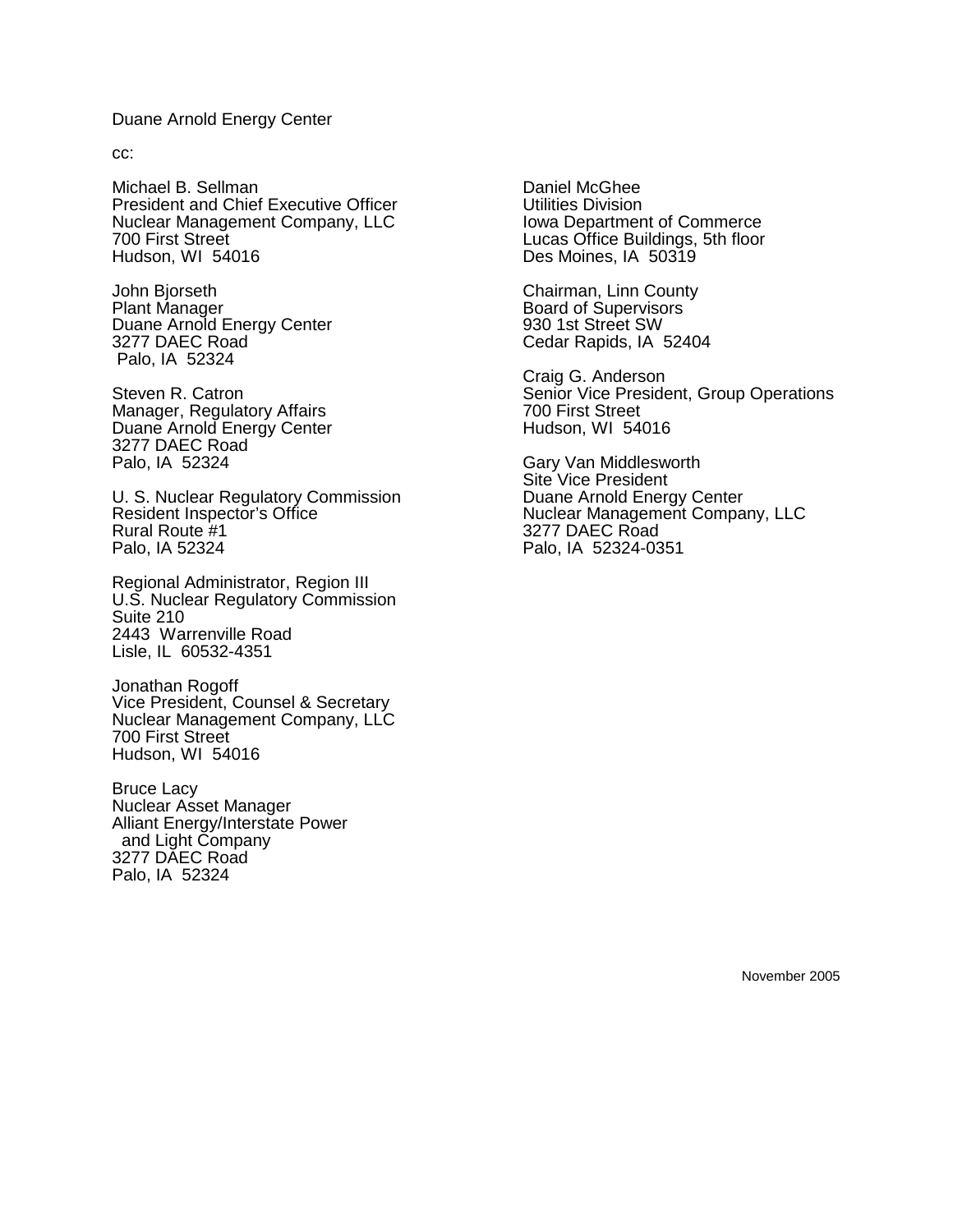Duane Arnold Energy Center

cc:

Michael B. Sellman  
President and Chief Executive Officer  
Nuclear Management Company, LLC  
700 First Street  
Hudson, WI 54016

John Bjorseth  
Plant Manager  
Duane Arnold Energy Center  
3277 DAEC Road  
Palo, IA 52324

Steven R. Catron  
Manager, Regulatory Affairs  
Duane Arnold Energy Center  
3277 DAEC Road  
Palo, IA 52324

U. S. Nuclear Regulatory Commission  
Resident Inspector's Office  
Rural Route #1  
Palo, IA 52324

Regional Administrator, Region III  
U.S. Nuclear Regulatory Commission  
Suite 210  
2443 Warrenville Road  
Lisle, IL 60532-4351

Jonathan Rogoff  
Vice President, Counsel & Secretary  
Nuclear Management Company, LLC  
700 First Street  
Hudson, WI 54016

Bruce Lacy  
Nuclear Asset Manager  
Alliant Energy/Interstate Power  
and Light Company  
3277 DAEC Road  
Palo, IA 52324

Daniel McGhee  
Utilities Division  
Iowa Department of Commerce  
Lucas Office Buildings, 5th floor  
Des Moines, IA 50319

Chairman, Linn County  
Board of Supervisors  
930 1st Street SW  
Cedar Rapids, IA 52404

Craig G. Anderson  
Senior Vice President, Group Operations  
700 First Street  
Hudson, WI 54016

Gary Van Middlesworth  
Site Vice President  
Duane Arnold Energy Center  
Nuclear Management Company, LLC  
3277 DAEC Road  
Palo, IA 52324-0351

November 2005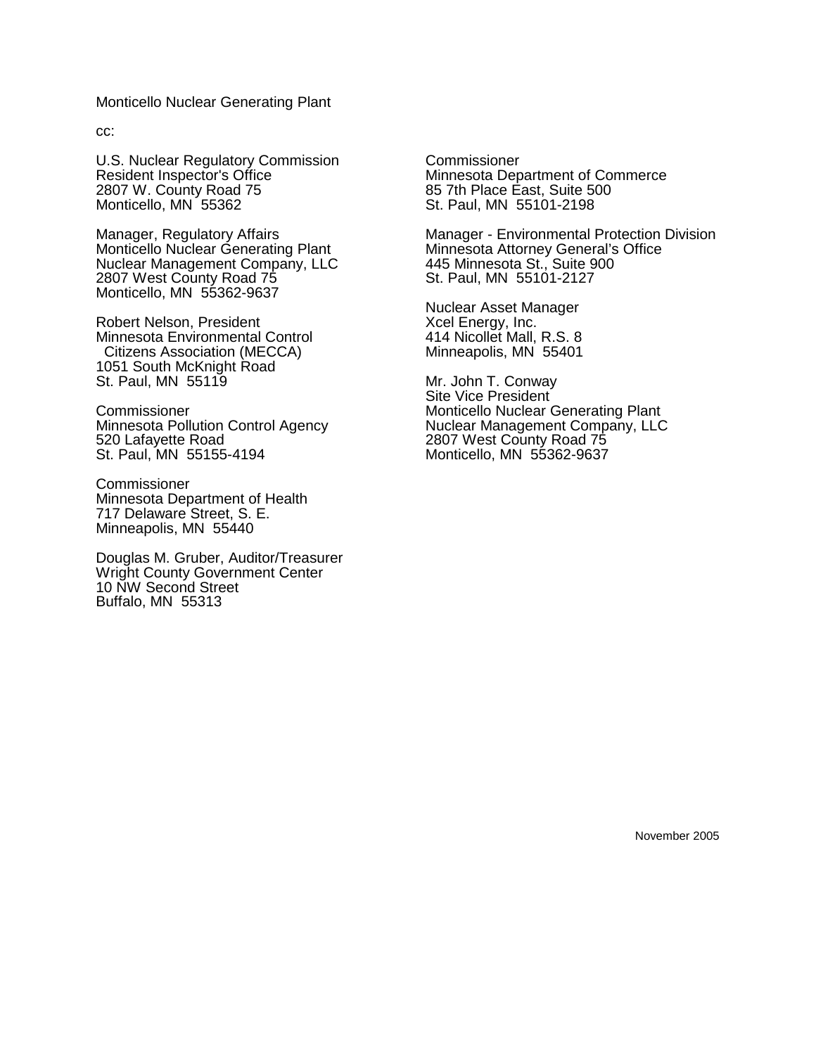Monticello Nuclear Generating Plant

cc:

U.S. Nuclear Regulatory Commission
Resident Inspector's Office
2807 W. County Road 75
Monticello, MN 55362

Manager, Regulatory Affairs
Monticello Nuclear Generating Plant
Nuclear Management Company, LLC
2807 West County Road 75
Monticello, MN 55362-9637

Robert Nelson, President
Minnesota Environmental Control
Citizens Association (MECCA)
1051 South McKnight Road
St. Paul, MN 55119

Commissioner
Minnesota Pollution Control Agency
520 Lafayette Road
St. Paul, MN 55155-4194

Commissioner
Minnesota Department of Health
717 Delaware Street, S. E.
Minneapolis, MN 55440

Douglas M. Gruber, Auditor/Treasurer
Wright County Government Center
10 NW Second Street
Buffalo, MN 55313

Commissioner
Minnesota Department of Commerce
85 7th Place East, Suite 500
St. Paul, MN 55101-2198

Manager - Environmental Protection Division
Minnesota Attorney General's Office
445 Minnesota St., Suite 900
St. Paul, MN 55101-2127

Nuclear Asset Manager
Xcel Energy, Inc.
414 Nicollet Mall, R.S. 8
Minneapolis, MN 55401

Mr. John T. Conway
Site Vice President
Monticello Nuclear Generating Plant
Nuclear Management Company, LLC
2807 West County Road 75
Monticello, MN 55362-9637

November 2005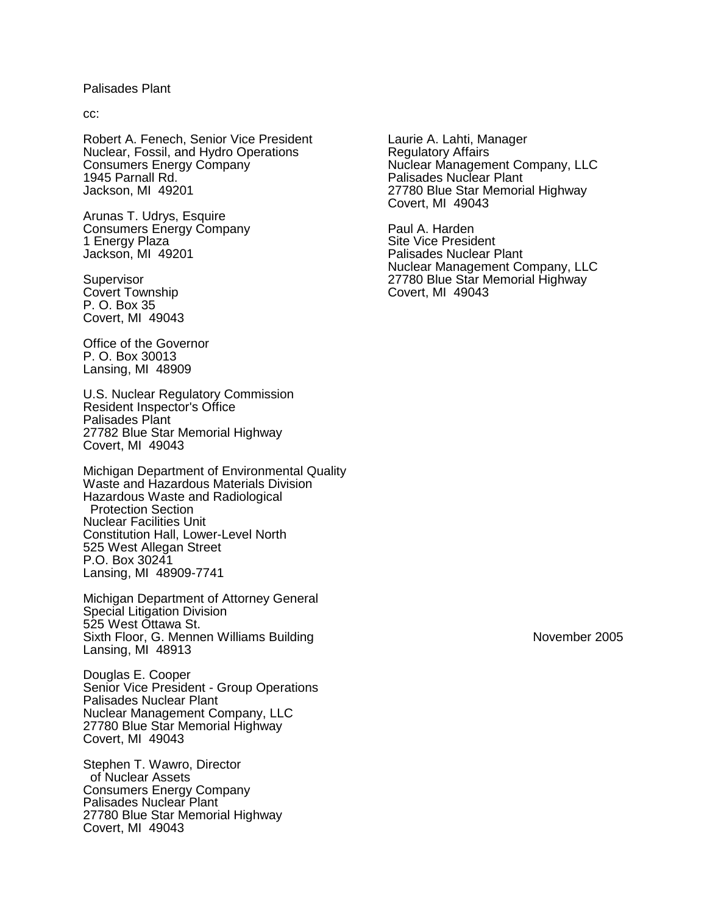Palisades Plant

cc:

Robert A. Fenech, Senior Vice President
Nuclear, Fossil, and Hydro Operations
Consumers Energy Company
1945 Parnall Rd.
Jackson, MI 49201

Arunas T. Udrys, Esquire
Consumers Energy Company
1 Energy Plaza
Jackson, MI 49201

Supervisor
Covert Township
P. O. Box 35
Covert, MI 49043

Office of the Governor
P. O. Box 30013
Lansing, MI 48909

U.S. Nuclear Regulatory Commission
Resident Inspector's Office
Palisades Plant
27782 Blue Star Memorial Highway
Covert, MI 49043

Michigan Department of Environmental Quality
Waste and Hazardous Materials Division
Hazardous Waste and Radiological
Protection Section
Nuclear Facilities Unit
Constitution Hall, Lower-Level North
525 West Allegan Street
P.O. Box 30241
Lansing, MI 48909-7741

Michigan Department of Attorney General
Special Litigation Division
525 West Ottawa St.
Sixth Floor, G. Mennen Williams Building
Lansing, MI 48913

Douglas E. Cooper
Senior Vice President - Group Operations
Palisades Nuclear Plant
Nuclear Management Company, LLC
27780 Blue Star Memorial Highway
Covert, MI 49043

Stephen T. Wawro, Director
of Nuclear Assets
Consumers Energy Company
Palisades Nuclear Plant
27780 Blue Star Memorial Highway
Covert, MI 49043

Laurie A. Lahti, Manager
Regulatory Affairs
Nuclear Management Company, LLC
Palisades Nuclear Plant
27780 Blue Star Memorial Highway
Covert, MI 49043

Paul A. Harden
Site Vice President
Palisades Nuclear Plant
Nuclear Management Company, LLC
27780 Blue Star Memorial Highway
Covert, MI 49043

November 2005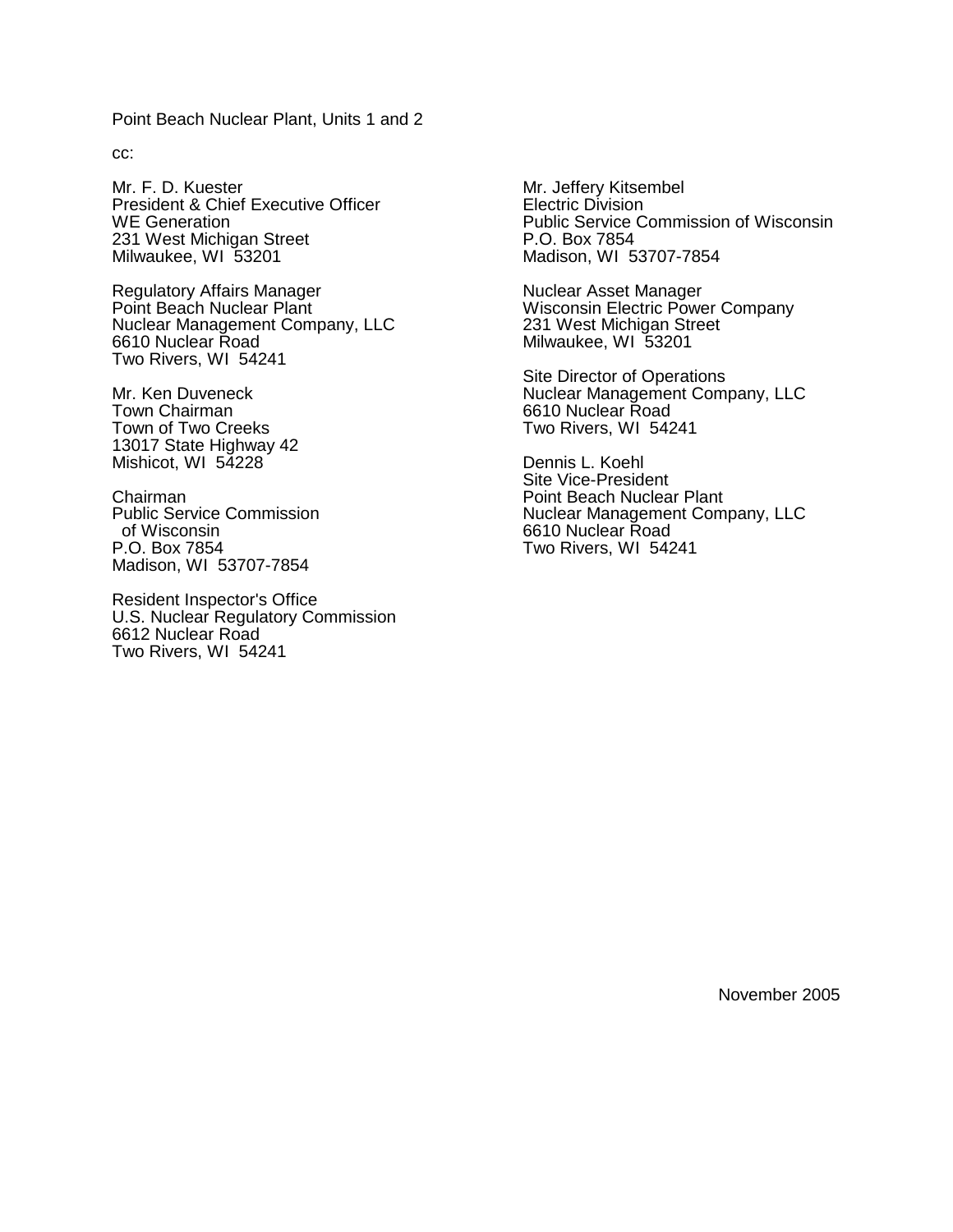Point Beach Nuclear Plant, Units 1 and 2

cc:

Mr. F. D. Kuester
President & Chief Executive Officer
WE Generation
231 West Michigan Street
Milwaukee, WI 53201

Regulatory Affairs Manager
Point Beach Nuclear Plant
Nuclear Management Company, LLC
6610 Nuclear Road
Two Rivers, WI 54241

Mr. Ken Duveneck
Town Chairman
Town of Two Creeks
13017 State Highway 42
Mishicot, WI 54228

Chairman
Public Service Commission
of Wisconsin
P.O. Box 7854
Madison, WI 53707-7854

Resident Inspector's Office
U.S. Nuclear Regulatory Commission
6612 Nuclear Road
Two Rivers, WI 54241

Mr. Jeffery Kitsembel
Electric Division
Public Service Commission of Wisconsin
P.O. Box 7854
Madison, WI 53707-7854

Nuclear Asset Manager
Wisconsin Electric Power Company
231 West Michigan Street
Milwaukee, WI 53201

Site Director of Operations
Nuclear Management Company, LLC
6610 Nuclear Road
Two Rivers, WI 54241

Dennis L. Koehl
Site Vice-President
Point Beach Nuclear Plant
Nuclear Management Company, LLC
6610 Nuclear Road
Two Rivers, WI 54241

November 2005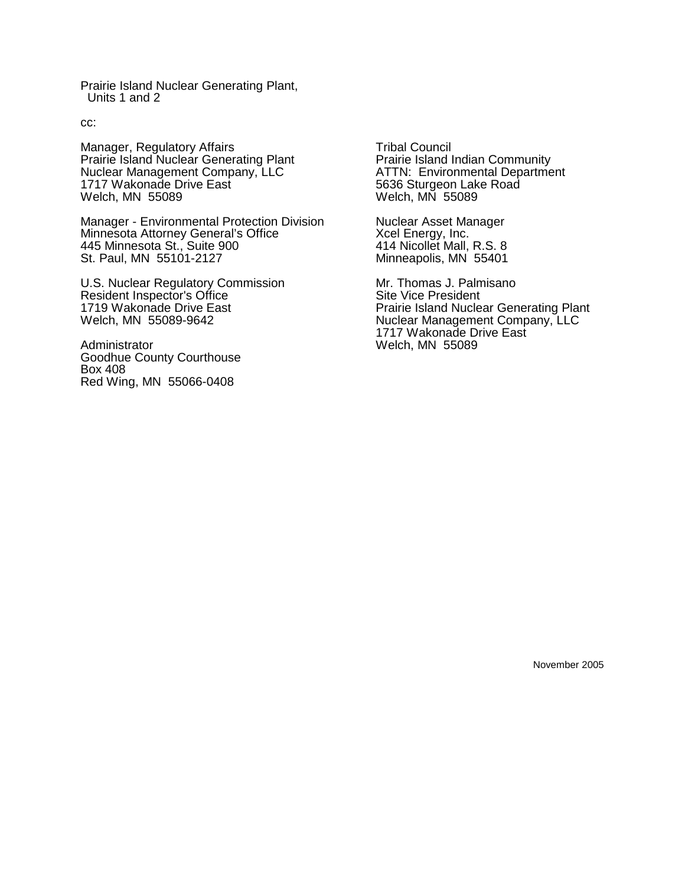Prairie Island Nuclear Generating Plant,
Units 1 and 2

cc:

Manager, Regulatory Affairs
Prairie Island Nuclear Generating Plant
Nuclear Management Company, LLC
1717 Wakonade Drive East
Welch, MN 55089

Manager - Environmental Protection Division
Minnesota Attorney General's Office
445 Minnesota St., Suite 900
St. Paul, MN 55101-2127

U.S. Nuclear Regulatory Commission
Resident Inspector's Office
1719 Wakonade Drive East
Welch, MN 55089-9642

Administrator
Goodhue County Courthouse
Box 408
Red Wing, MN 55066-0408

Tribal Council
Prairie Island Indian Community
ATTN: Environmental Department
5636 Sturgeon Lake Road
Welch, MN 55089

Nuclear Asset Manager
Xcel Energy, Inc.
414 Nicollet Mall, R.S. 8
Minneapolis, MN 55401

Mr. Thomas J. Palmisano
Site Vice President
Prairie Island Nuclear Generating Plant
Nuclear Management Company, LLC
1717 Wakonade Drive East
Welch, MN 55089

November 2005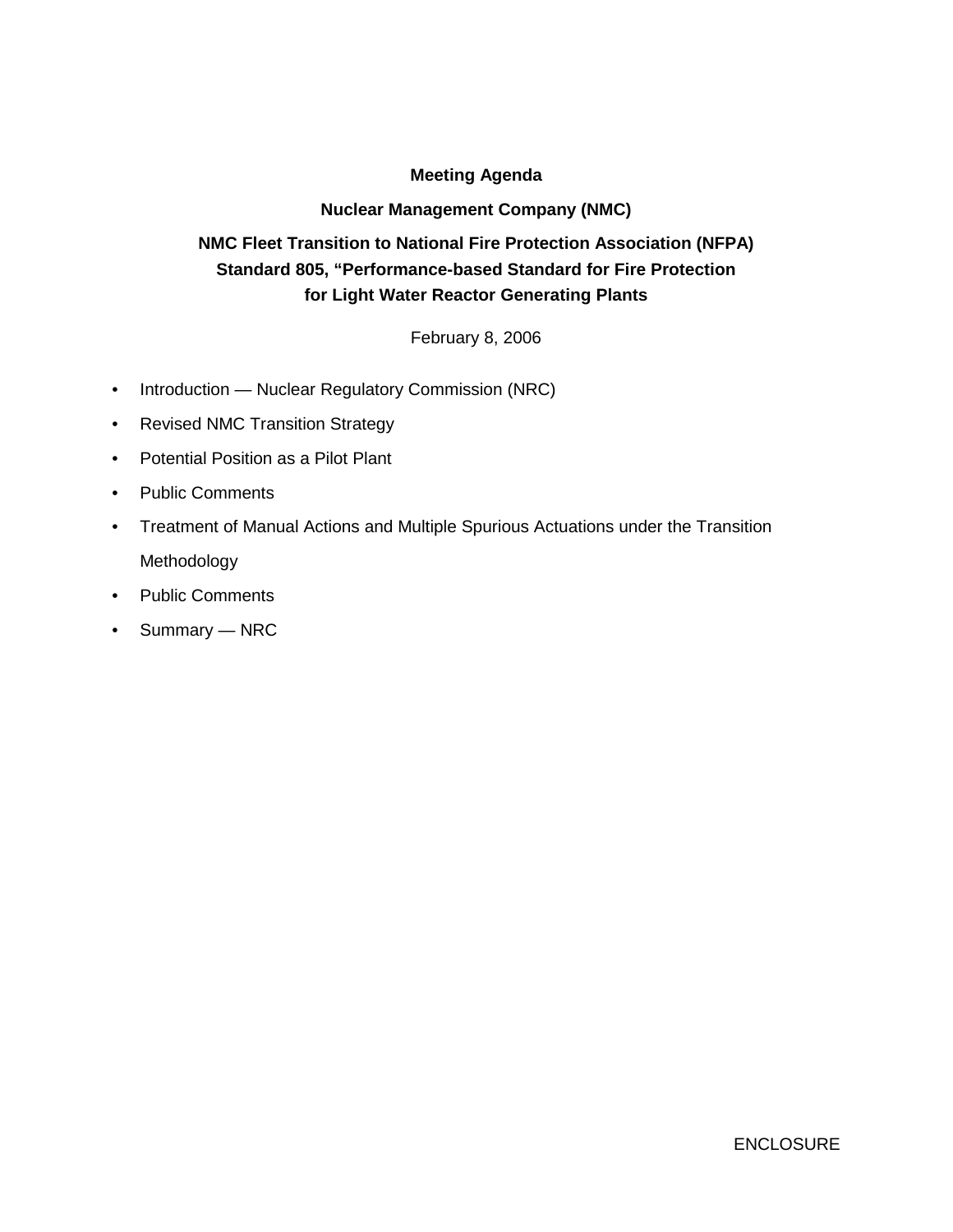**Meeting Agenda**

**Nuclear Management Company (NMC)**

**NMC Fleet Transition to National Fire Protection Association (NFPA) Standard 805, "Performance-based Standard for Fire Protection for Light Water Reactor Generating Plants**

February 8, 2006

- Introduction — Nuclear Regulatory Commission (NRC)
- Revised NMC Transition Strategy
- Potential Position as a Pilot Plant
- Public Comments
- Treatment of Manual Actions and Multiple Spurious Actuations under the Transition Methodology
- Public Comments
- Summary — NRC

ENCLOSURE